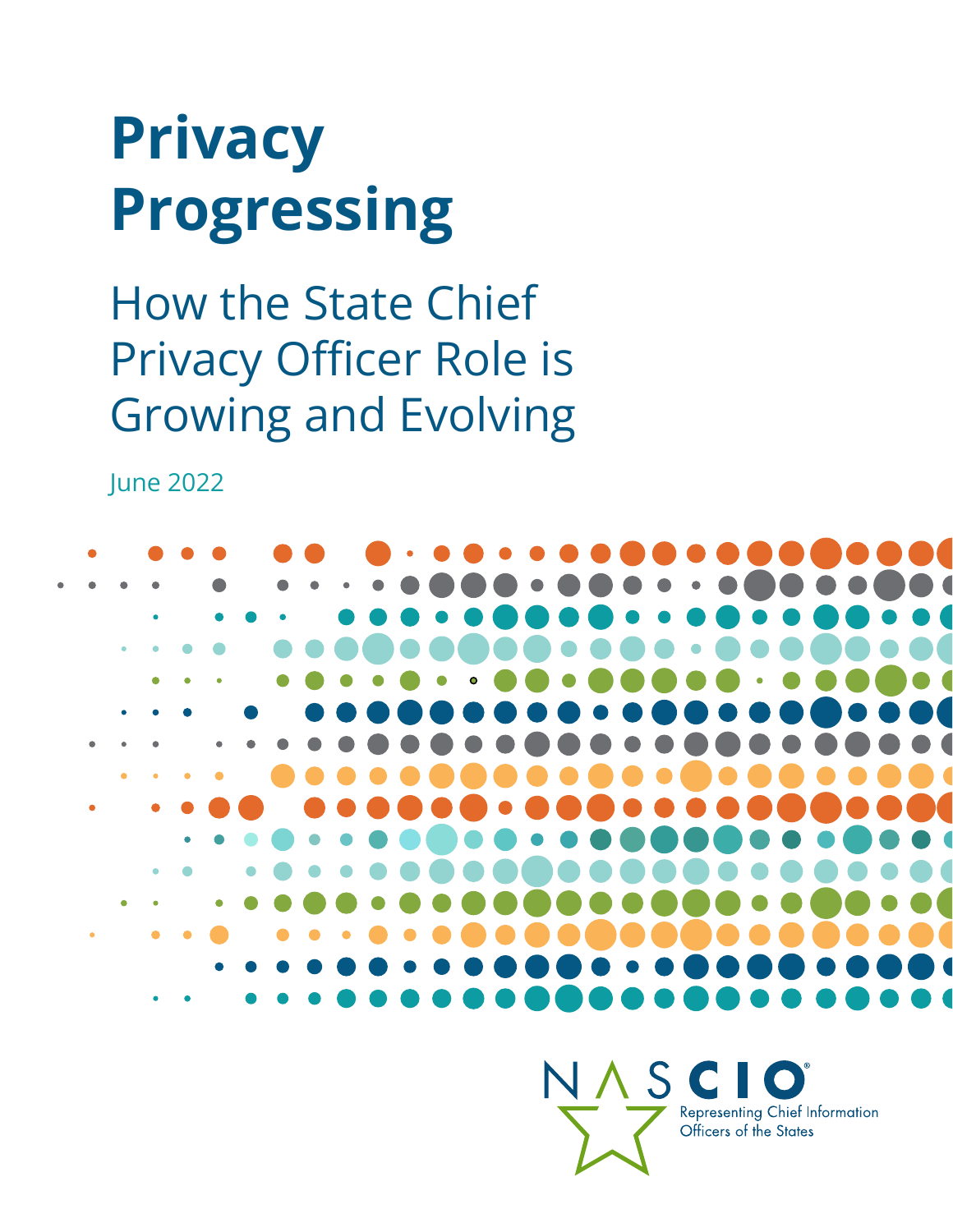# Privacy Progressing

## How the State Chief Privacy Officer Role is Growing and Evolving

June 2022

NASCIO

Representing Chief Information Officers of the States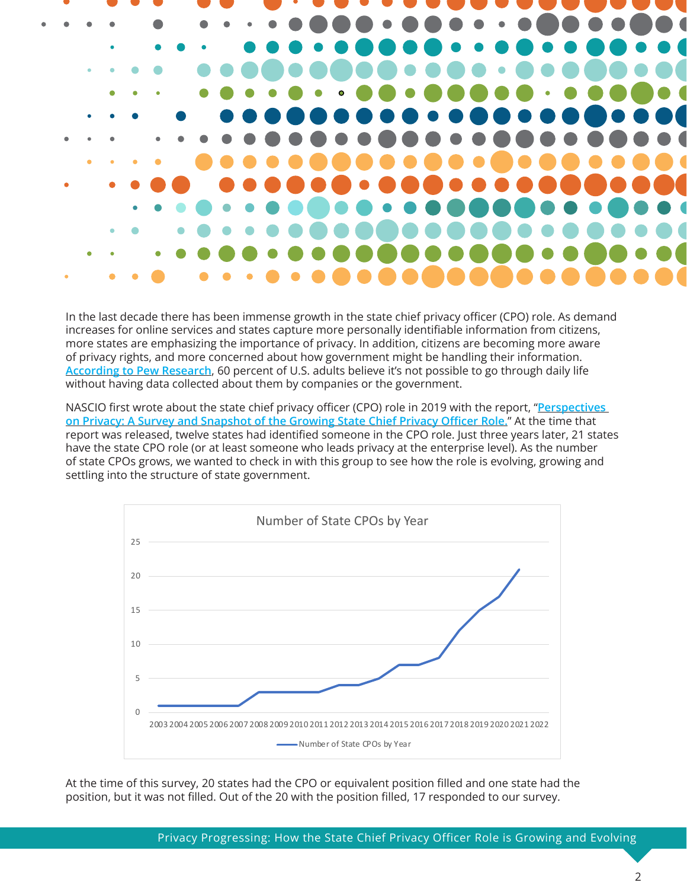In the last decade there has been immense growth in the state chief privacy officer (CPO) role. As demand increases for online services and states capture more personally identifiable information from citizens, more states are emphasizing the importance of privacy. In addition, citizens are becoming more aware of privacy rights, and more concerned about how government might be handling their information. [According to Pew Research](), 60 percent of U.S. adults believe it's not possible to go through daily life without having data collected about them by companies or the government.

NASCIO first wrote about the state chief privacy officer (CPO) role in 2019 with the report, "[Perspectives on Privacy: A Survey and Snapshot of the Growing State Chief Privacy Officer Role.]()" At the time that report was released, twelve states had identified someone in the CPO role. Just three years later, 21 states have the state CPO role (or at least someone who leads privacy at the enterprise level). As the number of state CPOs grows, we wanted to check in with this group to see how the role is evolving, growing and settling into the structure of state government.

**Number of State CPOs by Year**

| Year | Number of State CPOs |
|---|---|
| 2003 | 1 |
| 2004 | 1 |
| 2005 | 1 |
| 2006 | 1 |
| 2007 | 1 |
| 2008 | 3 |
| 2009 | 3 |
| 2010 | 3 |
| 2011 | 3 |
| 2012 | 4 |
| 2013 | 4 |
| 2014 | 5 |
| 2015 | 7 |
| 2016 | 7 |
| 2017 | 8 |
| 2018 | 12 |
| 2019 | 15 |
| 2020 | 17 |
| 2021 | 21 |

At the time of this survey, 20 states had the CPO or equivalent position filled and one state had the position, but it was not filled. Out of the 20 with the position filled, 17 responded to our survey.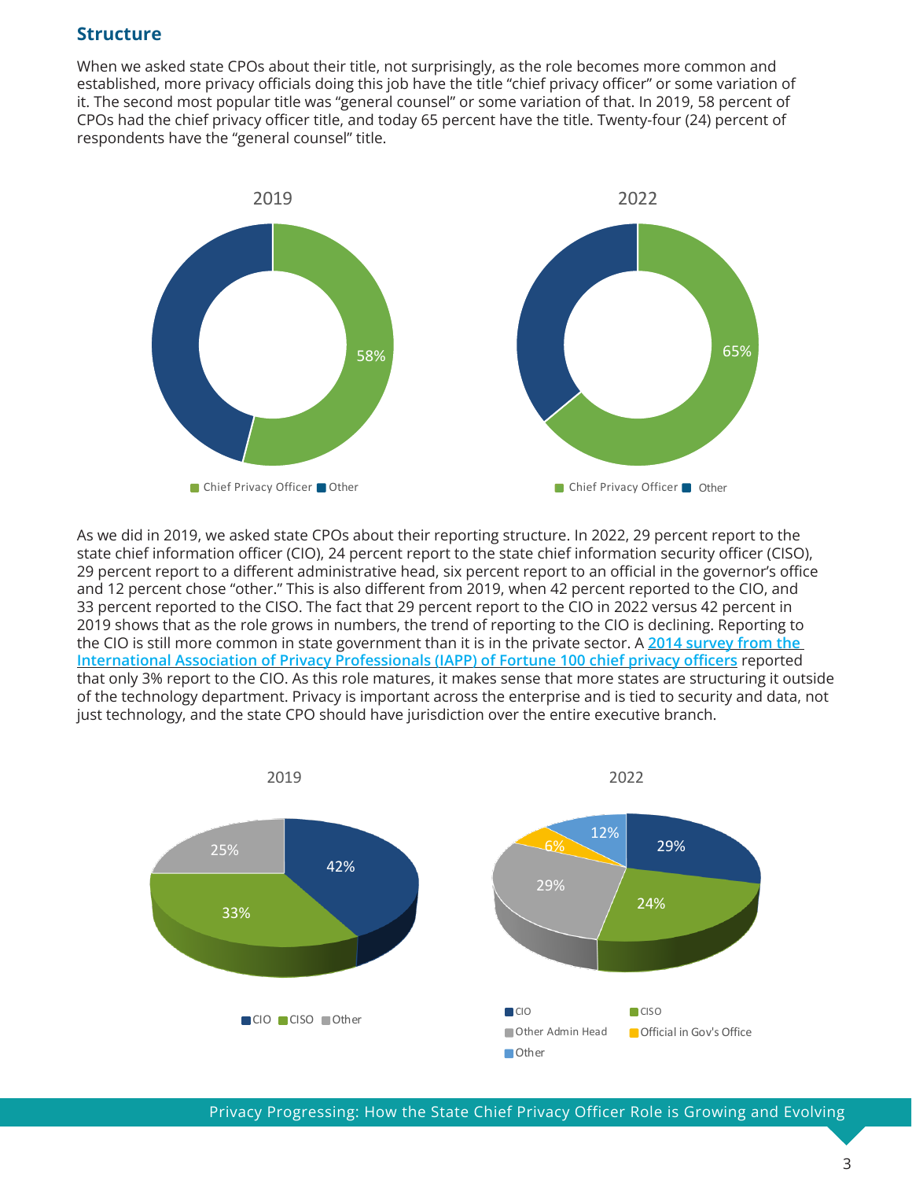## Structure

When we asked state CPOs about their title, not surprisingly, as the role becomes more common and established, more privacy officials doing this job have the title "chief privacy officer" or some variation of it. The second most popular title was "general counsel" or some variation of that. In 2019, 58 percent of CPOs had the chief privacy officer title, and today 65 percent have the title. Twenty-four (24) percent of respondents have the "general counsel" title.

2019

58%

Chief Privacy Officer  Other

2022

65%

Chief Privacy Officer  Other

As we did in 2019, we asked state CPOs about their reporting structure. In 2022, 29 percent report to the state chief information officer (CIO), 24 percent report to the state chief information security officer (CISO), 29 percent report to a different administrative head, six percent report to an official in the governor's office and 12 percent chose "other." This is also different from 2019, when 42 percent reported to the CIO, and 33 percent reported to the CISO. The fact that 29 percent report to the CIO in 2022 versus 42 percent in 2019 shows that as the role grows in numbers, the trend of reporting to the CIO is declining. Reporting to the CIO is still more common in state government than it is in the private sector. A [2014 survey from the International Association of Privacy Professionals (IAPP) of Fortune 100 chief privacy officers]() reported that only 3% report to the CIO. As this role matures, it makes sense that more states are structuring it outside of the technology department. Privacy is important across the enterprise and is tied to security and data, not just technology, and the state CPO should have jurisdiction over the entire executive branch.

2019

25%
42%
33%

CIO  CISO  Other

2022

12%
6%
29%
29%
24%

CIO  CISO  Other Admin Head  Official in Gov's Office  Other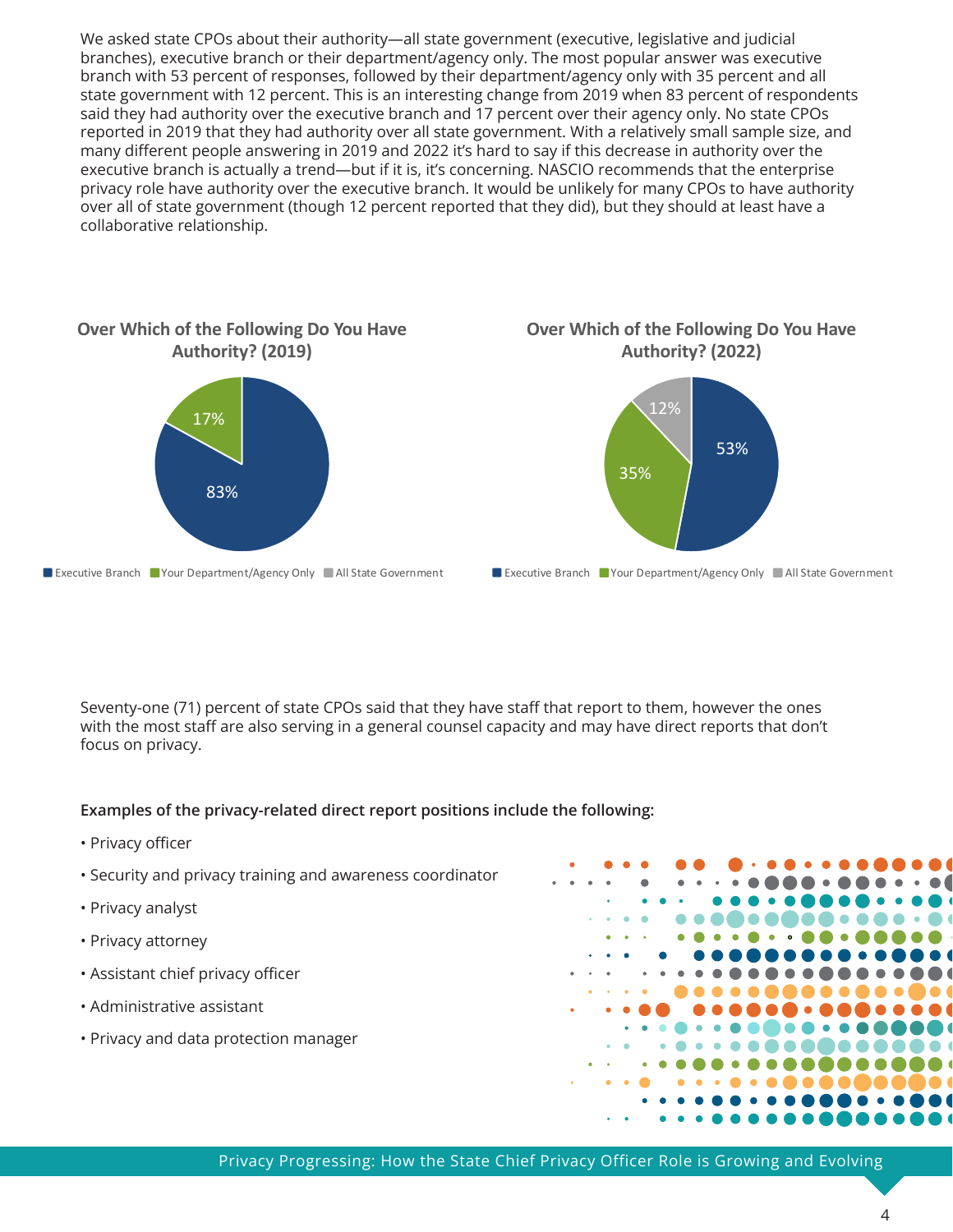We asked state CPOs about their authority—all state government (executive, legislative and judicial branches), executive branch or their department/agency only. The most popular answer was executive branch with 53 percent of responses, followed by their department/agency only with 35 percent and all state government with 12 percent. This is an interesting change from 2019 when 83 percent of respondents said they had authority over the executive branch and 17 percent over their agency only. No state CPOs reported in 2019 that they had authority over all state government. With a relatively small sample size, and many different people answering in 2019 and 2022 it's hard to say if this decrease in authority over the executive branch is actually a trend—but if it is, it's concerning. NASCIO recommends that the enterprise privacy role have authority over the executive branch. It would be unlikely for many CPOs to have authority over all of state government (though 12 percent reported that they did), but they should at least have a collaborative relationship.

**Over Which of the Following Do You Have Authority? (2019)**

17%

83%

Executive Branch
Your Department/Agency Only
All State Government

**Over Which of the Following Do You Have Authority? (2022)**

12%

53%

35%

Executive Branch
Your Department/Agency Only
All State Government

Seventy-one (71) percent of state CPOs said that they have staff that report to them, however the ones with the most staff are also serving in a general counsel capacity and may have direct reports that don't focus on privacy.

**Examples of the privacy-related direct report positions include the following:**

- Privacy officer
- Security and privacy training and awareness coordinator
- Privacy analyst
- Privacy attorney
- Assistant chief privacy officer
- Administrative assistant
- Privacy and data protection manager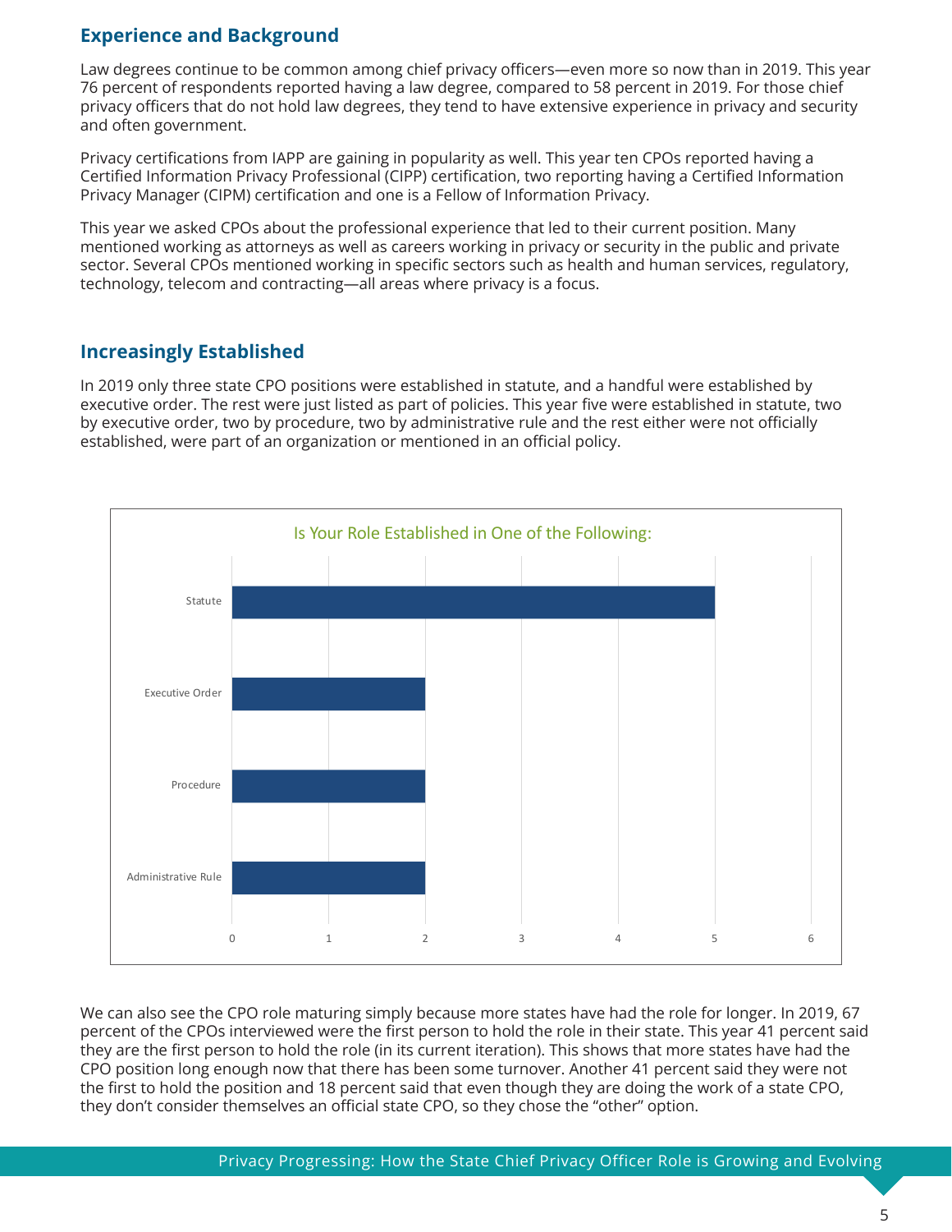## Experience and Background

Law degrees continue to be common among chief privacy officers—even more so now than in 2019. This year 76 percent of respondents reported having a law degree, compared to 58 percent in 2019. For those chief privacy officers that do not hold law degrees, they tend to have extensive experience in privacy and security and often government.

Privacy certifications from IAPP are gaining in popularity as well. This year ten CPOs reported having a Certified Information Privacy Professional (CIPP) certification, two reporting having a Certified Information Privacy Manager (CIPM) certification and one is a Fellow of Information Privacy.

This year we asked CPOs about the professional experience that led to their current position. Many mentioned working as attorneys as well as careers working in privacy or security in the public and private sector. Several CPOs mentioned working in specific sectors such as health and human services, regulatory, technology, telecom and contracting—all areas where privacy is a focus.

## Increasingly Established

In 2019 only three state CPO positions were established in statute, and a handful were established by executive order. The rest were just listed as part of policies. This year five were established in statute, two by executive order, two by procedure, two by administrative rule and the rest either were not officially established, were part of an organization or mentioned in an official policy.

Is Your Role Established in One of the Following:

Statute

Executive Order

Procedure

Administrative Rule

0 1 2 3 4 5 6

We can also see the CPO role maturing simply because more states have had the role for longer. In 2019, 67 percent of the CPOs interviewed were the first person to hold the role in their state. This year 41 percent said they are the first person to hold the role (in its current iteration). This shows that more states have had the CPO position long enough now that there has been some turnover. Another 41 percent said they were not the first to hold the position and 18 percent said that even though they are doing the work of a state CPO, they don't consider themselves an official state CPO, so they chose the "other" option.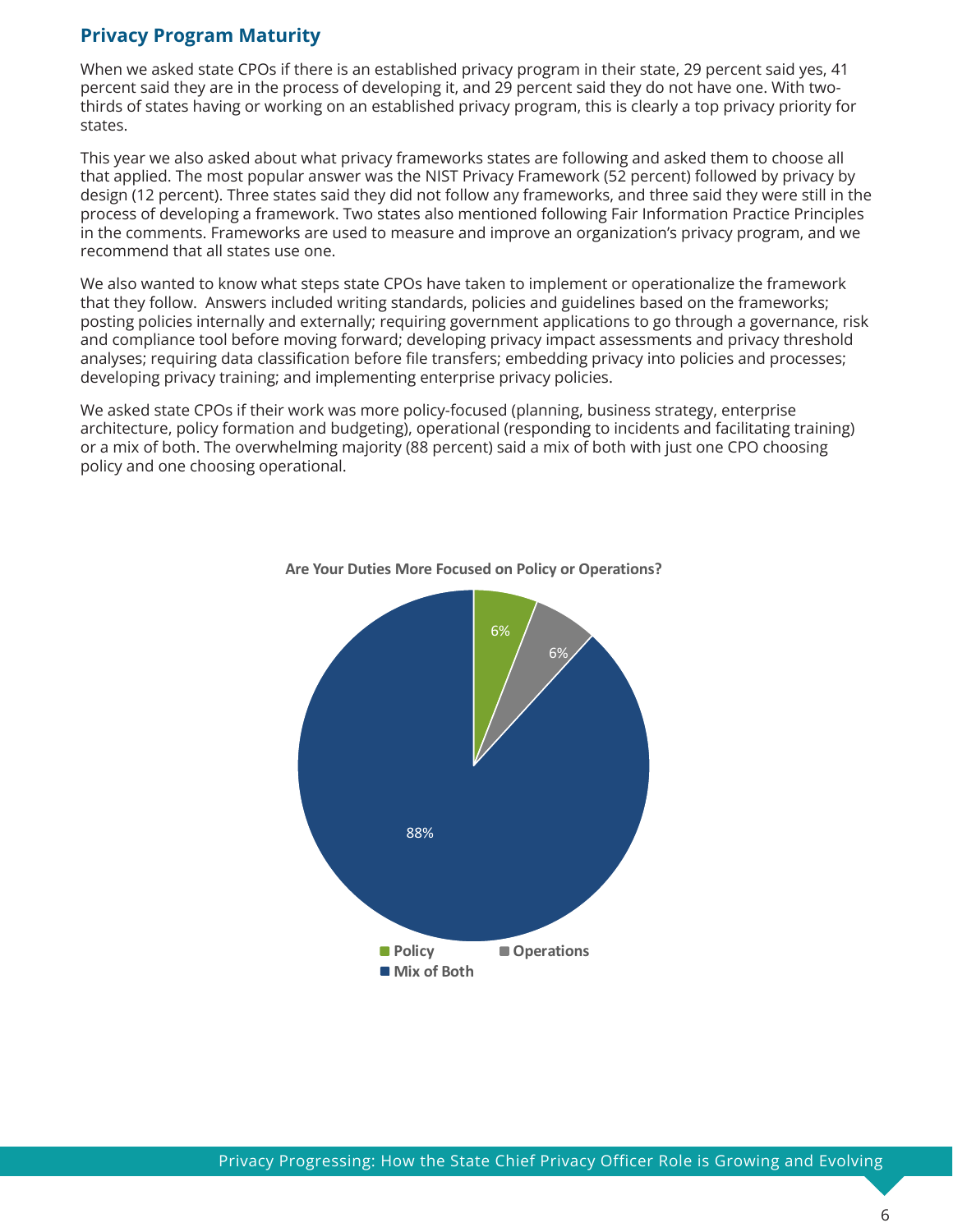## Privacy Program Maturity

When we asked state CPOs if there is an established privacy program in their state, 29 percent said yes, 41 percent said they are in the process of developing it, and 29 percent said they do not have one. With two-thirds of states having or working on an established privacy program, this is clearly a top privacy priority for states.

This year we also asked about what privacy frameworks states are following and asked them to choose all that applied. The most popular answer was the NIST Privacy Framework (52 percent) followed by privacy by design (12 percent). Three states said they did not follow any frameworks, and three said they were still in the process of developing a framework. Two states also mentioned following Fair Information Practice Principles in the comments. Frameworks are used to measure and improve an organization's privacy program, and we recommend that all states use one.

We also wanted to know what steps state CPOs have taken to implement or operationalize the framework that they follow. Answers included writing standards, policies and guidelines based on the frameworks; posting policies internally and externally; requiring government applications to go through a governance, risk and compliance tool before moving forward; developing privacy impact assessments and privacy threshold analyses; requiring data classification before file transfers; embedding privacy into policies and processes; developing privacy training; and implementing enterprise privacy policies.

We asked state CPOs if their work was more policy-focused (planning, business strategy, enterprise architecture, policy formation and budgeting), operational (responding to incidents and facilitating training) or a mix of both. The overwhelming majority (88 percent) said a mix of both with just one CPO choosing policy and one choosing operational.

**Are Your Duties More Focused on Policy or Operations?**

| Response | Percent |
| --- | --- |
| Policy | 6% |
| Operations | 6% |
| Mix of Both | 88% |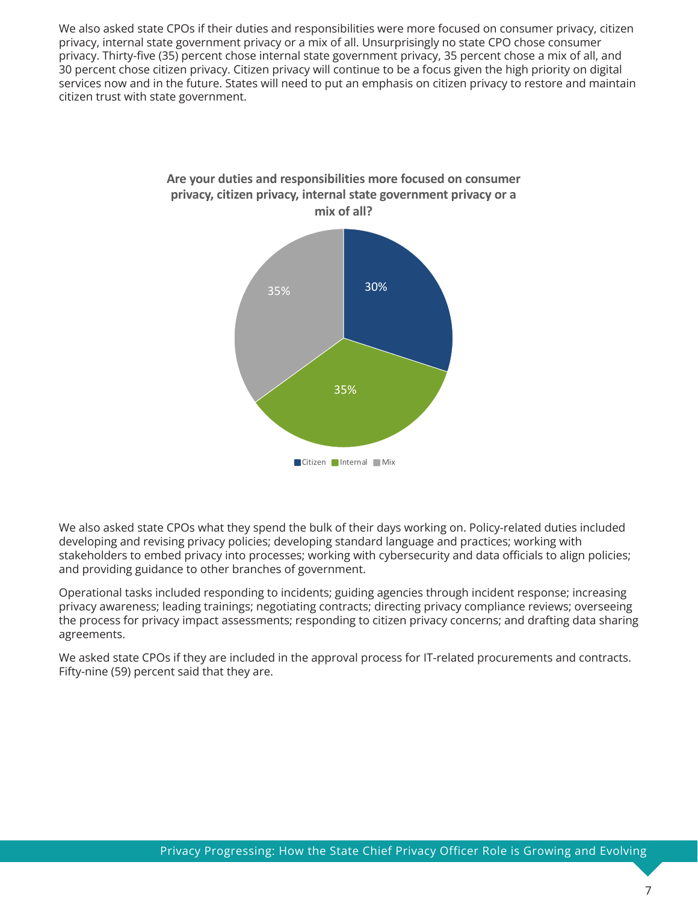We also asked state CPOs if their duties and responsibilities were more focused on consumer privacy, citizen privacy, internal state government privacy or a mix of all. Unsurprisingly no state CPO chose consumer privacy. Thirty-five (35) percent chose internal state government privacy, 35 percent chose a mix of all, and 30 percent chose citizen privacy. Citizen privacy will continue to be a focus given the high priority on digital services now and in the future. States will need to put an emphasis on citizen privacy to restore and maintain citizen trust with state government.

**Are your duties and responsibilities more focused on consumer privacy, citizen privacy, internal state government privacy or a mix of all?**

30%

35%

35%

Citizen Internal Mix

We also asked state CPOs what they spend the bulk of their days working on. Policy-related duties included developing and revising privacy policies; developing standard language and practices; working with stakeholders to embed privacy into processes; working with cybersecurity and data officials to align policies; and providing guidance to other branches of government.

Operational tasks included responding to incidents; guiding agencies through incident response; increasing privacy awareness; leading trainings; negotiating contracts; directing privacy compliance reviews; overseeing the process for privacy impact assessments; responding to citizen privacy concerns; and drafting data sharing agreements.

We asked state CPOs if they are included in the approval process for IT-related procurements and contracts. Fifty-nine (59) percent said that they are.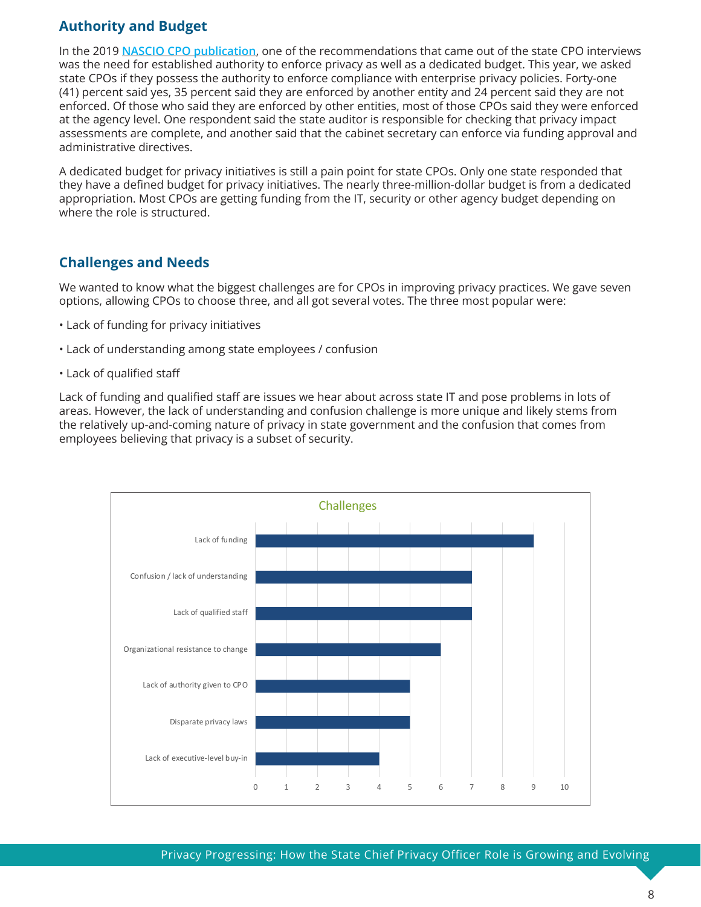## Authority and Budget

In the 2019 NASCIO CPO publication, one of the recommendations that came out of the state CPO interviews was the need for established authority to enforce privacy as well as a dedicated budget. This year, we asked state CPOs if they possess the authority to enforce compliance with enterprise privacy policies. Forty-one (41) percent said yes, 35 percent said they are enforced by another entity and 24 percent said they are not enforced. Of those who said they are enforced by other entities, most of those CPOs said they were enforced at the agency level. One respondent said the state auditor is responsible for checking that privacy impact assessments are complete, and another said that the cabinet secretary can enforce via funding approval and administrative directives.

A dedicated budget for privacy initiatives is still a pain point for state CPOs. Only one state responded that they have a defined budget for privacy initiatives. The nearly three-million-dollar budget is from a dedicated appropriation. Most CPOs are getting funding from the IT, security or other agency budget depending on where the role is structured.

## Challenges and Needs

We wanted to know what the biggest challenges are for CPOs in improving privacy practices. We gave seven options, allowing CPOs to choose three, and all got several votes. The three most popular were:

- Lack of funding for privacy initiatives
- Lack of understanding among state employees / confusion
- Lack of qualified staff

Lack of funding and qualified staff are issues we hear about across state IT and pose problems in lots of areas. However, the lack of understanding and confusion challenge is more unique and likely stems from the relatively up-and-coming nature of privacy in state government and the confusion that comes from employees believing that privacy is a subset of security.

Challenges

Lack of funding
Confusion / lack of understanding
Lack of qualified staff
Organizational resistance to change
Lack of authority given to CPO
Disparate privacy laws
Lack of executive-level buy-in

0 1 2 3 4 5 6 7 8 9 10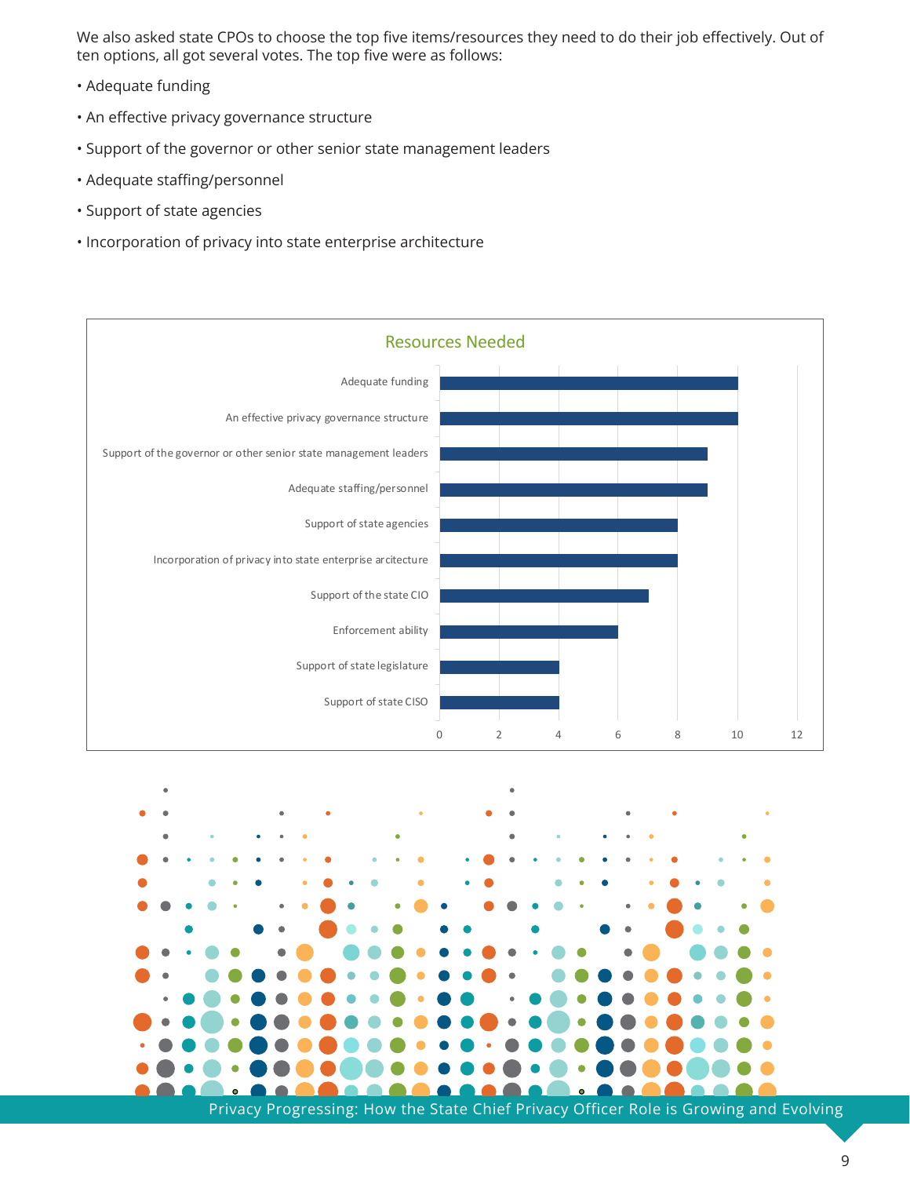We also asked state CPOs to choose the top five items/resources they need to do their job effectively. Out of ten options, all got several votes. The top five were as follows:

- Adequate funding
- An effective privacy governance structure
- Support of the governor or other senior state management leaders
- Adequate staffing/personnel
- Support of state agencies
- Incorporation of privacy into state enterprise architecture

Resources Needed

Adequate funding

An effective privacy governance structure

Support of the governor or other senior state management leaders

Adequate staffing/personnel

Support of state agencies

Incorporation of privacy into state enterprise arcitecture

Support of the state CIO

Enforcement ability

Support of state legislature

Support of state CISO

0 2 4 6 8 10 12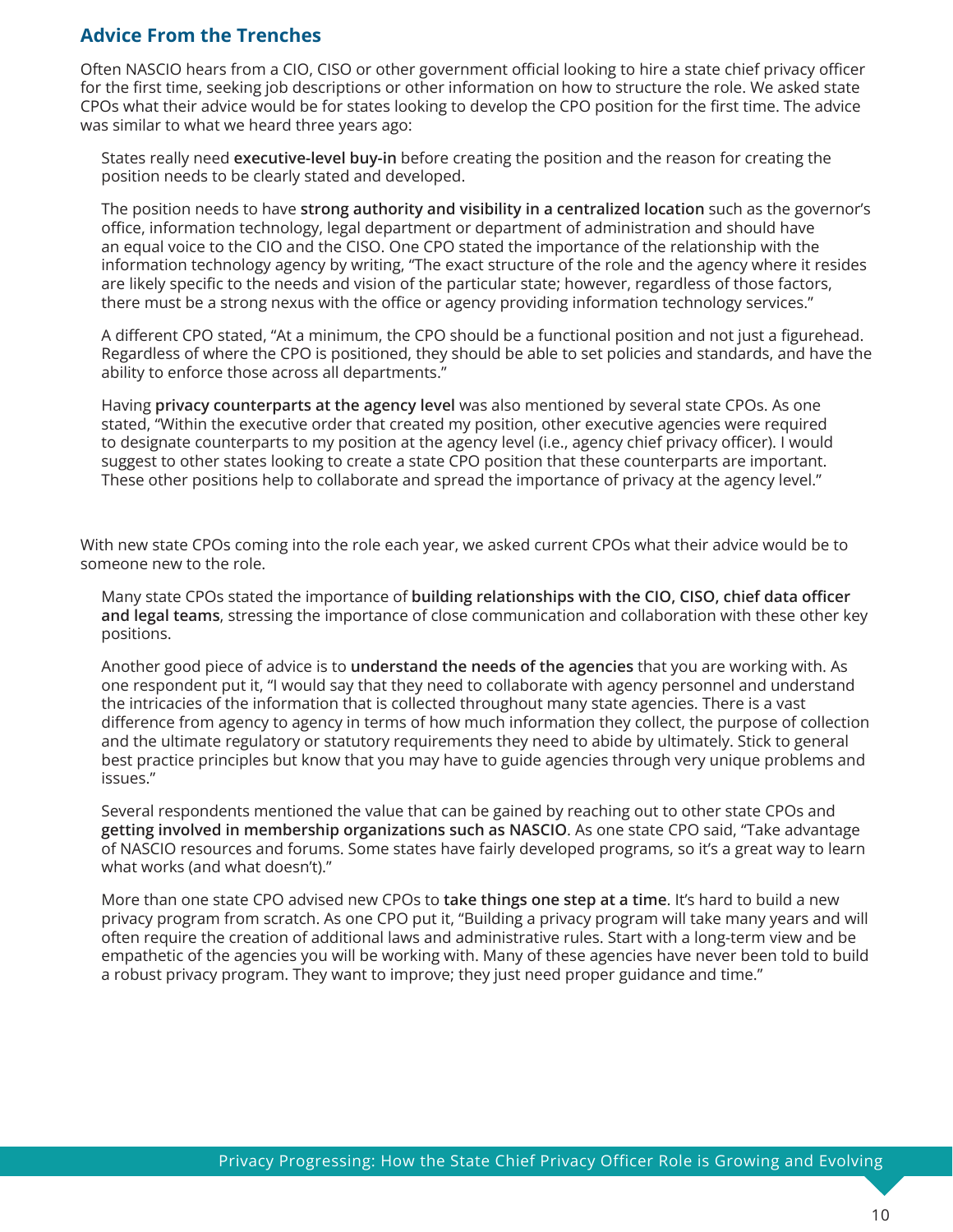## Advice From the Trenches

Often NASCIO hears from a CIO, CISO or other government official looking to hire a state chief privacy officer for the first time, seeking job descriptions or other information on how to structure the role. We asked state CPOs what their advice would be for states looking to develop the CPO position for the first time. The advice was similar to what we heard three years ago:

States really need **executive-level buy-in** before creating the position and the reason for creating the position needs to be clearly stated and developed.

The position needs to have **strong authority and visibility in a centralized location** such as the governor's office, information technology, legal department or department of administration and should have an equal voice to the CIO and the CISO. One CPO stated the importance of the relationship with the information technology agency by writing, "The exact structure of the role and the agency where it resides are likely specific to the needs and vision of the particular state; however, regardless of those factors, there must be a strong nexus with the office or agency providing information technology services."

A different CPO stated, "At a minimum, the CPO should be a functional position and not just a figurehead. Regardless of where the CPO is positioned, they should be able to set policies and standards, and have the ability to enforce those across all departments."

Having **privacy counterparts at the agency level** was also mentioned by several state CPOs. As one stated, "Within the executive order that created my position, other executive agencies were required to designate counterparts to my position at the agency level (i.e., agency chief privacy officer). I would suggest to other states looking to create a state CPO position that these counterparts are important. These other positions help to collaborate and spread the importance of privacy at the agency level."

With new state CPOs coming into the role each year, we asked current CPOs what their advice would be to someone new to the role.

Many state CPOs stated the importance of **building relationships with the CIO, CISO, chief data officer and legal teams**, stressing the importance of close communication and collaboration with these other key positions.

Another good piece of advice is to **understand the needs of the agencies** that you are working with. As one respondent put it, "I would say that they need to collaborate with agency personnel and understand the intricacies of the information that is collected throughout many state agencies. There is a vast difference from agency to agency in terms of how much information they collect, the purpose of collection and the ultimate regulatory or statutory requirements they need to abide by ultimately. Stick to general best practice principles but know that you may have to guide agencies through very unique problems and issues."

Several respondents mentioned the value that can be gained by reaching out to other state CPOs and **getting involved in membership organizations such as NASCIO**. As one state CPO said, "Take advantage of NASCIO resources and forums. Some states have fairly developed programs, so it's a great way to learn what works (and what doesn't)."

More than one state CPO advised new CPOs to **take things one step at a time**. It's hard to build a new privacy program from scratch. As one CPO put it, "Building a privacy program will take many years and will often require the creation of additional laws and administrative rules. Start with a long-term view and be empathetic of the agencies you will be working with. Many of these agencies have never been told to build a robust privacy program. They want to improve; they just need proper guidance and time."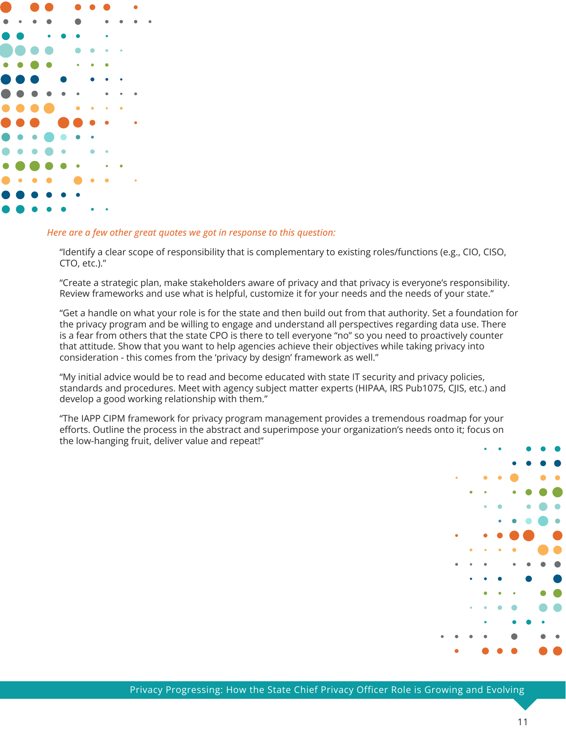*Here are a few other great quotes we got in response to this question:*

“Identify a clear scope of responsibility that is complementary to existing roles/functions (e.g., CIO, CISO, CTO, etc.).”

“Create a strategic plan, make stakeholders aware of privacy and that privacy is everyone’s responsibility. Review frameworks and use what is helpful, customize it for your needs and the needs of your state.”

“Get a handle on what your role is for the state and then build out from that authority. Set a foundation for the privacy program and be willing to engage and understand all perspectives regarding data use. There is a fear from others that the state CPO is there to tell everyone “no” so you need to proactively counter that attitude. Show that you want to help agencies achieve their objectives while taking privacy into consideration - this comes from the ‘privacy by design’ framework as well.”

“My initial advice would be to read and become educated with state IT security and privacy policies, standards and procedures. Meet with agency subject matter experts (HIPAA, IRS Pub1075, CJIS, etc.) and develop a good working relationship with them.”

“The IAPP CIPM framework for privacy program management provides a tremendous roadmap for your efforts. Outline the process in the abstract and superimpose your organization’s needs onto it; focus on the low-hanging fruit, deliver value and repeat!”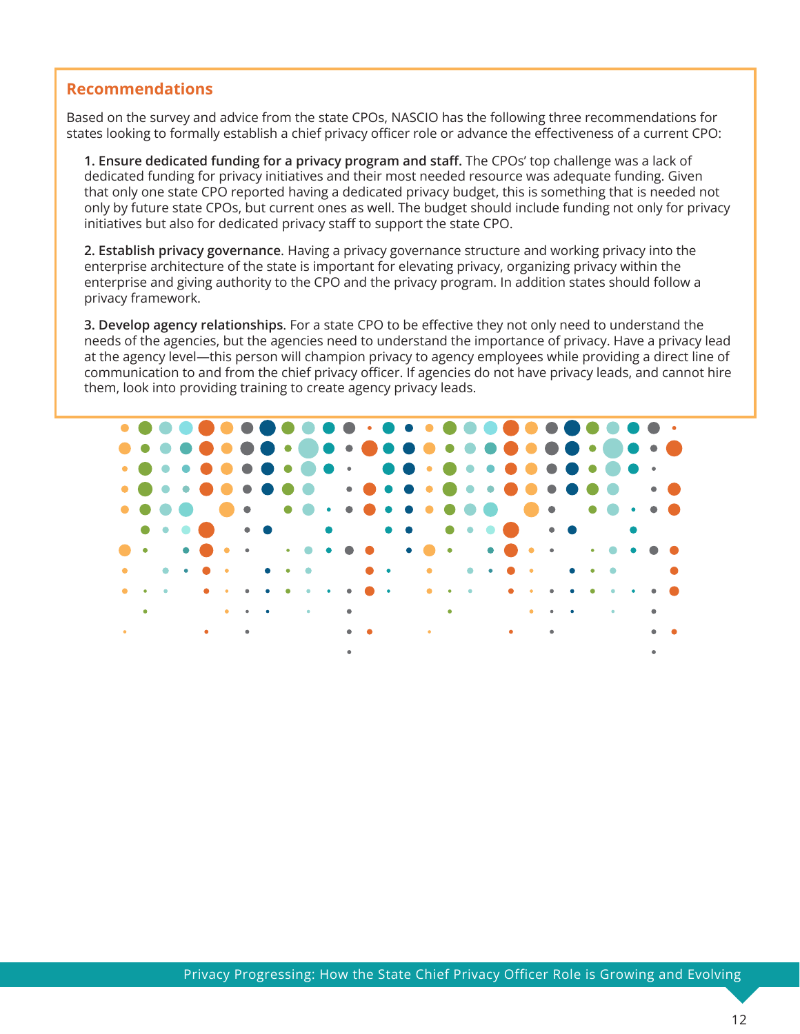## Recommendations

Based on the survey and advice from the state CPOs, NASCIO has the following three recommendations for states looking to formally establish a chief privacy officer role or advance the effectiveness of a current CPO:

1. **Ensure dedicated funding for a privacy program and staff.** The CPOs' top challenge was a lack of dedicated funding for privacy initiatives and their most needed resource was adequate funding. Given that only one state CPO reported having a dedicated privacy budget, this is something that is needed not only by future state CPOs, but current ones as well. The budget should include funding not only for privacy initiatives but also for dedicated privacy staff to support the state CPO.

2. **Establish privacy governance**. Having a privacy governance structure and working privacy into the enterprise architecture of the state is important for elevating privacy, organizing privacy within the enterprise and giving authority to the CPO and the privacy program. In addition states should follow a privacy framework.

3. **Develop agency relationships**. For a state CPO to be effective they not only need to understand the needs of the agencies, but the agencies need to understand the importance of privacy. Have a privacy lead at the agency level—this person will champion privacy to agency employees while providing a direct line of communication to and from the chief privacy officer. If agencies do not have privacy leads, and cannot hire them, look into providing training to create agency privacy leads.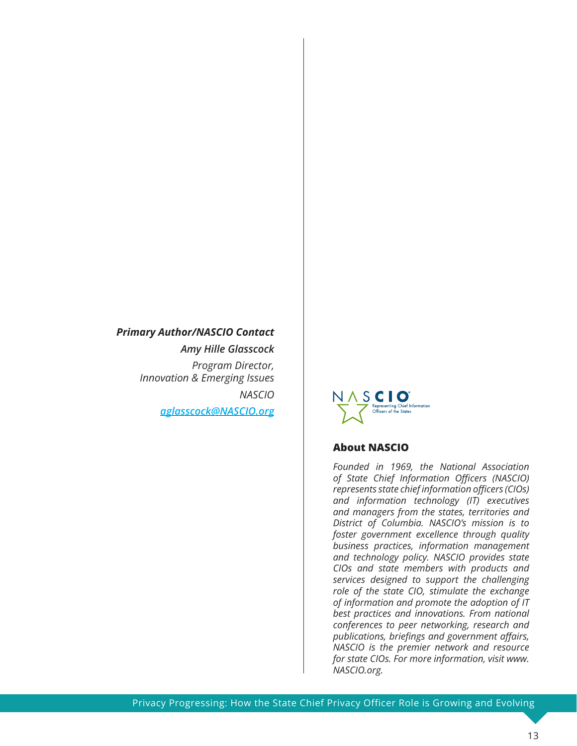***Primary Author/NASCIO Contact***

***Amy Hille Glasscock***

*Program Director,*
*Innovation & Emerging Issues*

*NASCIO*

*[aglasscock@NASCIO.org](mailto:aglasscock@NASCIO.org)*

NASCIO Representing Chief Information Officers of the States

## About NASCIO

*Founded in 1969, the National Association of State Chief Information Officers (NASCIO) represents state chief information officers (CIOs) and information technology (IT) executives and managers from the states, territories and District of Columbia. NASCIO's mission is to foster government excellence through quality business practices, information management and technology policy. NASCIO provides state CIOs and state members with products and services designed to support the challenging role of the state CIO, stimulate the exchange of information and promote the adoption of IT best practices and innovations. From national conferences to peer networking, research and publications, briefings and government affairs, NASCIO is the premier network and resource for state CIOs. For more information, visit www.NASCIO.org.*